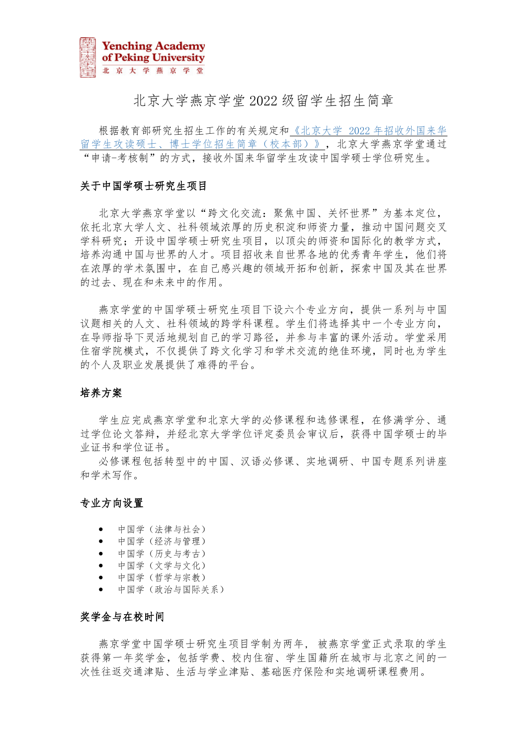Yenching Academy of Peking University
北京大学燕京学堂

# 北京大学燕京学堂2022级留学生招生简章

根据教育部研究生招生工作的有关规定和《北京大学 2022年招收外国来华留学生攻读硕士、博士学位招生简章（校本部）》，北京大学燕京学堂通过"申请-考核制"的方式，接收外国来华留学生攻读中国学硕士学位研究生。

## 关于中国学硕士研究生项目

北京大学燕京学堂以"跨文化交流：聚焦中国、关怀世界"为基本定位，依托北京大学人文、社科领域浓厚的历史积淀和师资力量，推动中国问题交叉学科研究；开设中国学硕士研究生项目，以顶尖的师资和国际化的教学方式，培养沟通中国与世界的人才。项目招收来自世界各地的优秀青年学生，他们将在浓厚的学术氛围中，在自己感兴趣的领域开拓和创新，探索中国及其在世界的过去、现在和未来中的作用。

燕京学堂的中国学硕士研究生项目下设六个专业方向，提供一系列与中国议题相关的人文、社科领域的跨学科课程。学生们将选择其中一个专业方向，在导师指导下灵活地规划自己的学习路径，并参与丰富的课外活动。学堂采用住宿学院模式，不仅提供了跨文化学习和学术交流的绝佳环境，同时也为学生的个人及职业发展提供了难得的平台。

## 培养方案

学生应完成燕京学堂和北京大学的必修课程和选修课程，在修满学分、通过学位论文答辩，并经北京大学学位评定委员会审议后，获得中国学硕士的毕业证书和学位证书。

必修课程包括转型中的中国、汉语必修课、实地调研、中国专题系列讲座和学术写作。

## 专业方向设置

- 中国学（法律与社会）
- 中国学（经济与管理）
- 中国学（历史与考古）
- 中国学（文学与文化）
- 中国学（哲学与宗教）
- 中国学（政治与国际关系）

## 奖学金与在校时间

燕京学堂中国学硕士研究生项目学制为两年，被燕京学堂正式录取的学生获得第一年奖学金，包括学费、校内住宿、学生国籍所在城市与北京之间的一次性往返交通津贴、生活与学业津贴、基础医疗保险和实地调研课程费用。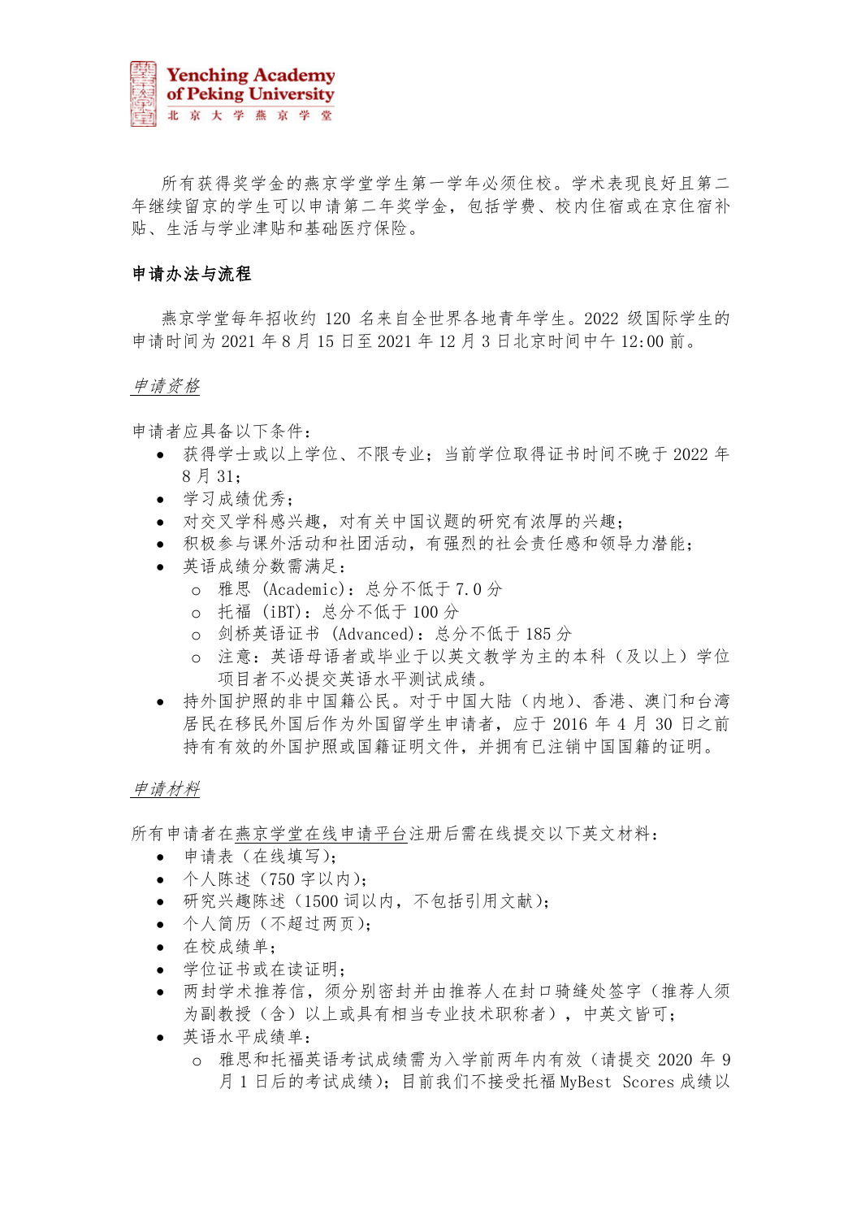所有获得奖学金的燕京学堂学生第一学年必须住校。学术表现良好且第二年继续留京的学生可以申请第二年奖学金，包括学费、校内住宿或在京住宿补贴、生活与学业津贴和基础医疗保险。

## 申请办法与流程

燕京学堂每年招收约 120 名来自全世界各地青年学生。2022 级国际学生的申请时间为 2021 年 8 月 15 日至 2021 年 12 月 3 日北京时间中午 12:00 前。

### *申请资格*

申请者应具备以下条件：

- 获得学士或以上学位、不限专业；当前学位取得证书时间不晚于 2022 年 8 月 31；
- 学习成绩优秀；
- 对交叉学科感兴趣，对有关中国议题的研究有浓厚的兴趣；
- 积极参与课外活动和社团活动，有强烈的社会责任感和领导力潜能；
- 英语成绩分数需满足：
  - 雅思 (Academic)：总分不低于 7.0 分
  - 托福 (iBT)：总分不低于 100 分
  - 剑桥英语证书 (Advanced)：总分不低于 185 分
  - 注意：英语母语者或毕业于以英文教学为主的本科（及以上）学位项目者不必提交英语水平测试成绩。
- 持外国护照的非中国籍公民。对于中国大陆（内地）、香港、澳门和台湾居民在移民外国后作为外国留学生申请者，应于 2016 年 4 月 30 日之前持有有效的外国护照或国籍证明文件，并拥有已注销中国国籍的证明。

### *申请材料*

所有申请者在燕京学堂在线申请平台注册后需在线提交以下英文材料：

- 申请表（在线填写）；
- 个人陈述（750 字以内）；
- 研究兴趣陈述（1500 词以内，不包括引用文献）；
- 个人简历（不超过两页）；
- 在校成绩单；
- 学位证书或在读证明；
- 两封学术推荐信，须分别密封并由推荐人在封口骑缝处签字（推荐人须为副教授（含）以上或具有相当专业技术职称者），中英文皆可；
- 英语水平成绩单：
  - 雅思和托福英语考试成绩需为入学前两年内有效（请提交 2020 年 9 月 1 日后的考试成绩）；目前我们不接受托福 MyBest Scores 成绩以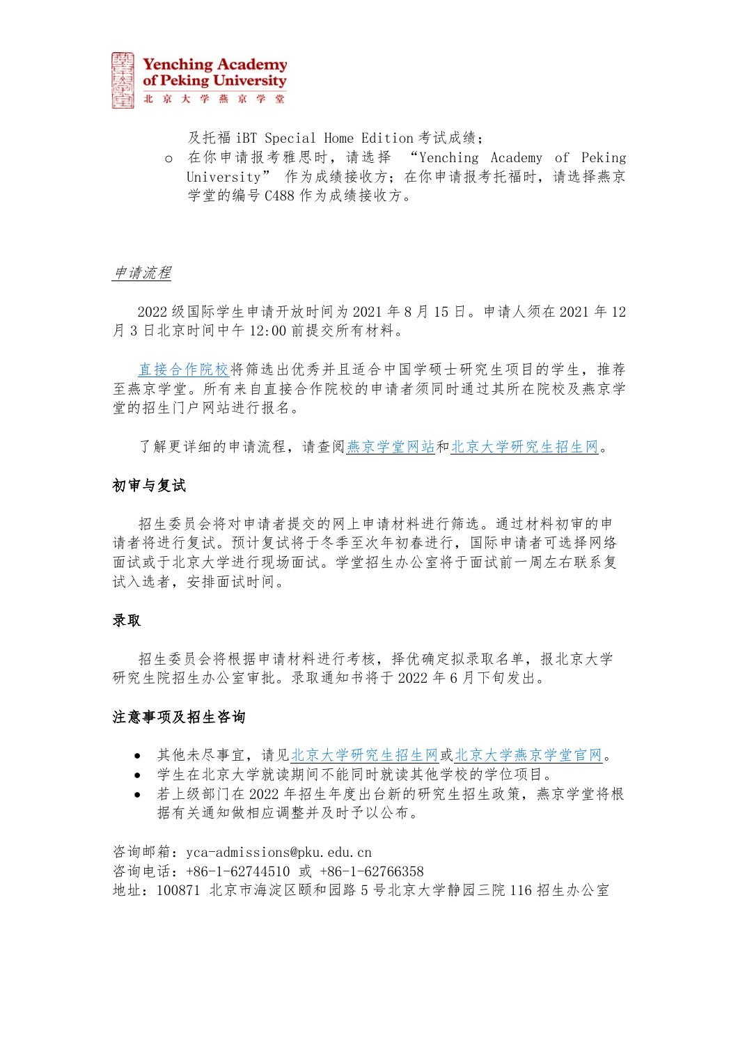及托福 iBT Special Home Edition 考试成绩；

- 在你申请报考雅思时，请选择 “Yenching Academy of Peking University” 作为成绩接收方；在你申请报考托福时，请选择燕京学堂的编号 C488 作为成绩接收方。

*申请流程*

2022 级国际学生申请开放时间为 2021 年 8 月 15 日。申请人须在 2021 年 12 月 3 日北京时间中午 12:00 前提交所有材料。

直接合作院校将筛选出优秀并且适合中国学硕士研究生项目的学生，推荐至燕京学堂。所有来自直接合作院校的申请者须同时通过其所在院校及燕京学堂的招生门户网站进行报名。

了解更详细的申请流程，请查阅燕京学堂网站和北京大学研究生招生网。

**初审与复试**

招生委员会将对申请者提交的网上申请材料进行筛选。通过材料初审的申请者将进行复试。预计复试将于冬季至次年初春进行，国际申请者可选择网络面试或于北京大学进行现场面试。学堂招生办公室将于面试前一周左右联系复试入选者，安排面试时间。

**录取**

招生委员会将根据申请材料进行考核，择优确定拟录取名单，报北京大学研究生院招生办公室审批。录取通知书将于 2022 年 6 月下旬发出。

**注意事项及招生咨询**

- 其他未尽事宜，请见北京大学研究生招生网或北京大学燕京学堂官网。
- 学生在北京大学就读期间不能同时就读其他学校的学位项目。
- 若上级部门在 2022 年招生年度出台新的研究生招生政策，燕京学堂将根据有关通知做相应调整并及时予以公布。

咨询邮箱：yca-admissions@pku.edu.cn
咨询电话：+86-1-62744510 或 +86-1-62766358
地址：100871 北京市海淀区颐和园路 5 号北京大学静园三院 116 招生办公室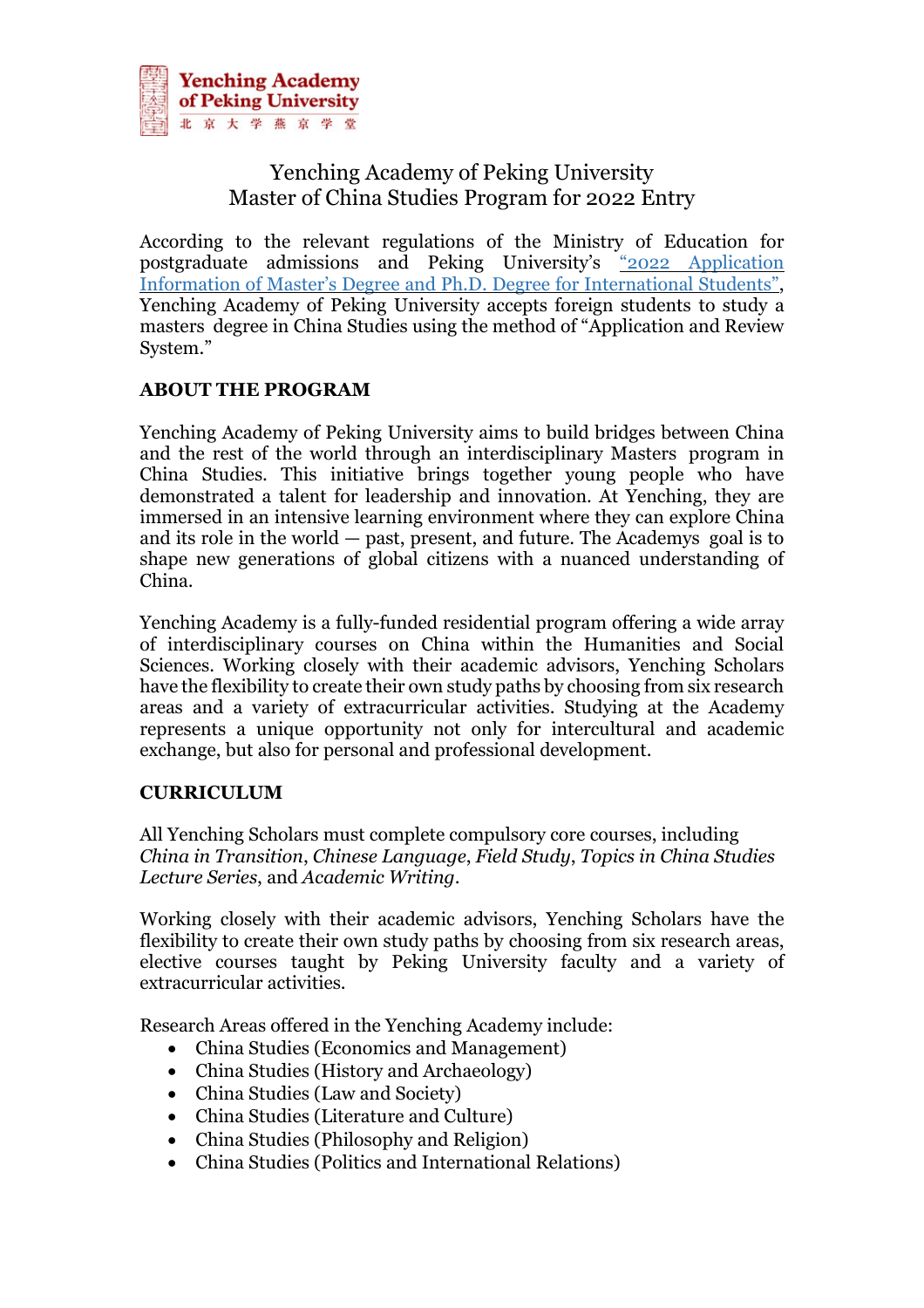Yenching Academy of Peking University

# Yenching Academy of Peking University
# Master of China Studies Program for 2022 Entry

According to the relevant regulations of the Ministry of Education for postgraduate admissions and Peking University's "2022 Application Information of Master's Degree and Ph.D. Degree for International Students", Yenching Academy of Peking University accepts foreign students to study a masters degree in China Studies using the method of "Application and Review System."

## ABOUT THE PROGRAM

Yenching Academy of Peking University aims to build bridges between China and the rest of the world through an interdisciplinary Masters program in China Studies. This initiative brings together young people who have demonstrated a talent for leadership and innovation. At Yenching, they are immersed in an intensive learning environment where they can explore China and its role in the world — past, present, and future. The Academys goal is to shape new generations of global citizens with a nuanced understanding of China.

Yenching Academy is a fully-funded residential program offering a wide array of interdisciplinary courses on China within the Humanities and Social Sciences. Working closely with their academic advisors, Yenching Scholars have the flexibility to create their own study paths by choosing from six research areas and a variety of extracurricular activities. Studying at the Academy represents a unique opportunity not only for intercultural and academic exchange, but also for personal and professional development.

## CURRICULUM

All Yenching Scholars must complete compulsory core courses, including *China in Transition*, *Chinese Language*, *Field Study*, *Topics in China Studies Lecture Series*, and *Academic Writing*.

Working closely with their academic advisors, Yenching Scholars have the flexibility to create their own study paths by choosing from six research areas, elective courses taught by Peking University faculty and a variety of extracurricular activities.

Research Areas offered in the Yenching Academy include:

- China Studies (Economics and Management)
- China Studies (History and Archaeology)
- China Studies (Law and Society)
- China Studies (Literature and Culture)
- China Studies (Philosophy and Religion)
- China Studies (Politics and International Relations)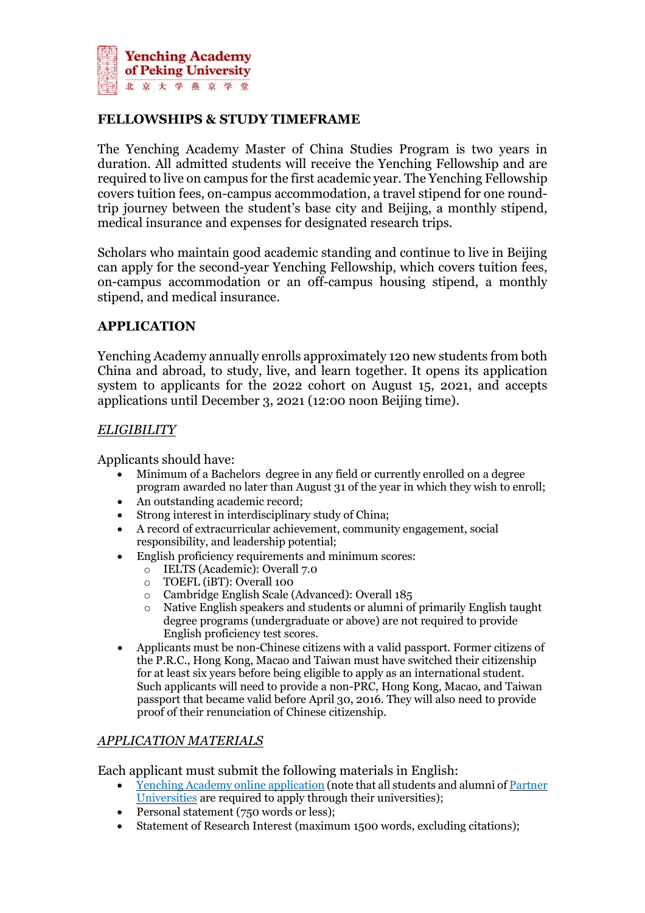## FELLOWSHIPS & STUDY TIMEFRAME

The Yenching Academy Master of China Studies Program is two years in duration. All admitted students will receive the Yenching Fellowship and are required to live on campus for the first academic year. The Yenching Fellowship covers tuition fees, on-campus accommodation, a travel stipend for one round-trip journey between the student's base city and Beijing, a monthly stipend, medical insurance and expenses for designated research trips.

Scholars who maintain good academic standing and continue to live in Beijing can apply for the second-year Yenching Fellowship, which covers tuition fees, on-campus accommodation or an off-campus housing stipend, a monthly stipend, and medical insurance.

## APPLICATION

Yenching Academy annually enrolls approximately 120 new students from both China and abroad, to study, live, and learn together. It opens its application system to applicants for the 2022 cohort on August 15, 2021, and accepts applications until December 3, 2021 (12:00 noon Beijing time).

### *ELIGIBILITY*

Applicants should have:

- Minimum of a Bachelors degree in any field or currently enrolled on a degree program awarded no later than August 31 of the year in which they wish to enroll;
- An outstanding academic record;
- Strong interest in interdisciplinary study of China;
- A record of extracurricular achievement, community engagement, social responsibility, and leadership potential;
- English proficiency requirements and minimum scores:
  - IELTS (Academic): Overall 7.0
  - TOEFL (iBT): Overall 100
  - Cambridge English Scale (Advanced): Overall 185
  - Native English speakers and students or alumni of primarily English taught degree programs (undergraduate or above) are not required to provide English proficiency test scores.
- Applicants must be non-Chinese citizens with a valid passport. Former citizens of the P.R.C., Hong Kong, Macao and Taiwan must have switched their citizenship for at least six years before being eligible to apply as an international student. Such applicants will need to provide a non-PRC, Hong Kong, Macao, and Taiwan passport that became valid before April 30, 2016. They will also need to provide proof of their renunciation of Chinese citizenship.

### *APPLICATION MATERIALS*

Each applicant must submit the following materials in English:

- Yenching Academy online application (note that all students and alumni of Partner Universities are required to apply through their universities);
- Personal statement (750 words or less);
- Statement of Research Interest (maximum 1500 words, excluding citations);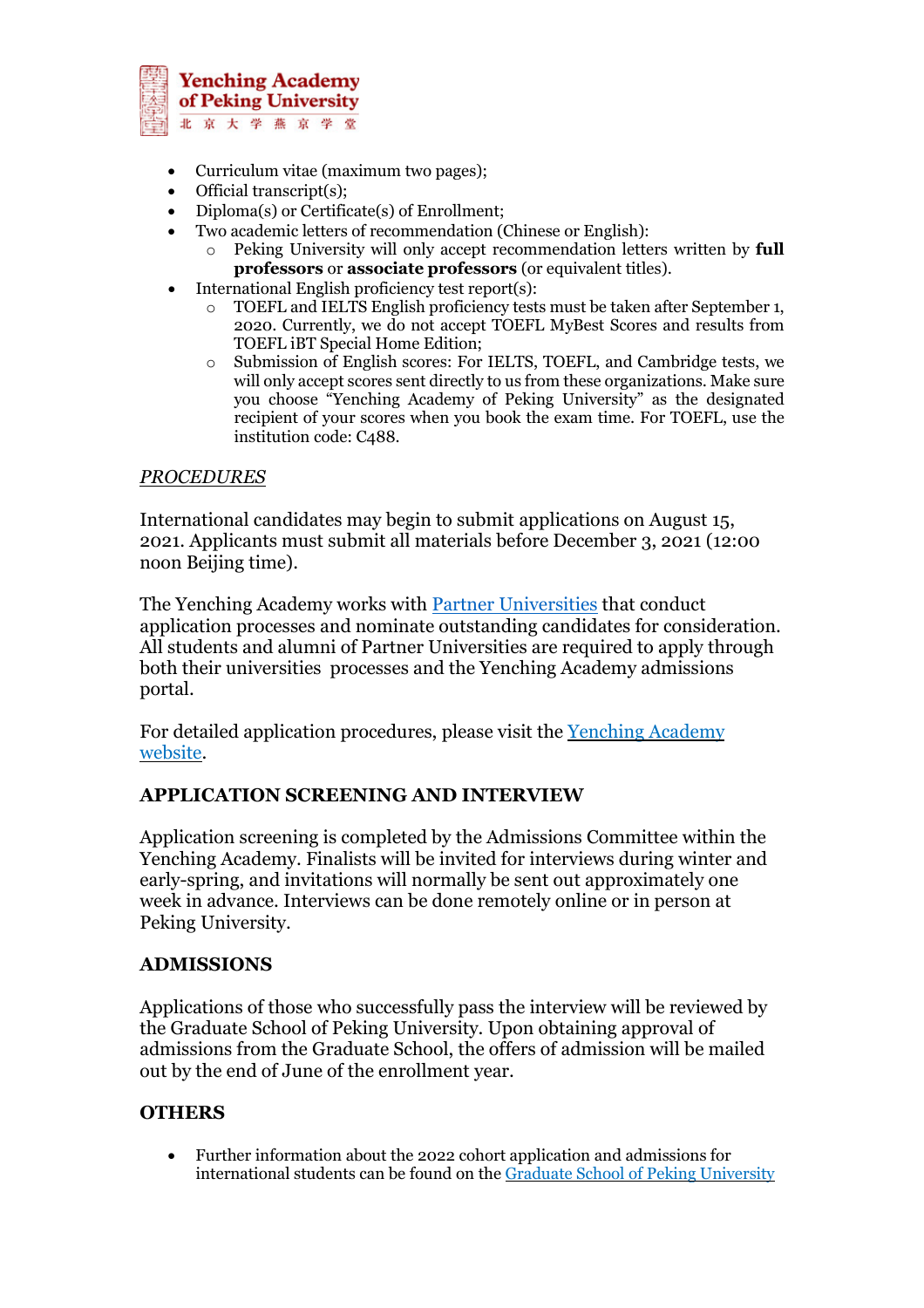- Curriculum vitae (maximum two pages);
- Official transcript(s);
- Diploma(s) or Certificate(s) of Enrollment;
- Two academic letters of recommendation (Chinese or English):
    - Peking University will only accept recommendation letters written by **full professors** or **associate professors** (or equivalent titles).
- International English proficiency test report(s):
    - TOEFL and IELTS English proficiency tests must be taken after September 1, 2020. Currently, we do not accept TOEFL MyBest Scores and results from TOEFL iBT Special Home Edition;
    - Submission of English scores: For IELTS, TOEFL, and Cambridge tests, we will only accept scores sent directly to us from these organizations. Make sure you choose "Yenching Academy of Peking University" as the designated recipient of your scores when you book the exam time. For TOEFL, use the institution code: C488.

*PROCEDURES*

International candidates may begin to submit applications on August 15, 2021. Applicants must submit all materials before December 3, 2021 (12:00 noon Beijing time).

The Yenching Academy works with Partner Universities that conduct application processes and nominate outstanding candidates for consideration. All students and alumni of Partner Universities are required to apply through both their universities processes and the Yenching Academy admissions portal.

For detailed application procedures, please visit the Yenching Academy website.

## APPLICATION SCREENING AND INTERVIEW

Application screening is completed by the Admissions Committee within the Yenching Academy. Finalists will be invited for interviews during winter and early-spring, and invitations will normally be sent out approximately one week in advance. Interviews can be done remotely online or in person at Peking University.

## ADMISSIONS

Applications of those who successfully pass the interview will be reviewed by the Graduate School of Peking University. Upon obtaining approval of admissions from the Graduate School, the offers of admission will be mailed out by the end of June of the enrollment year.

## OTHERS

- Further information about the 2022 cohort application and admissions for international students can be found on the Graduate School of Peking University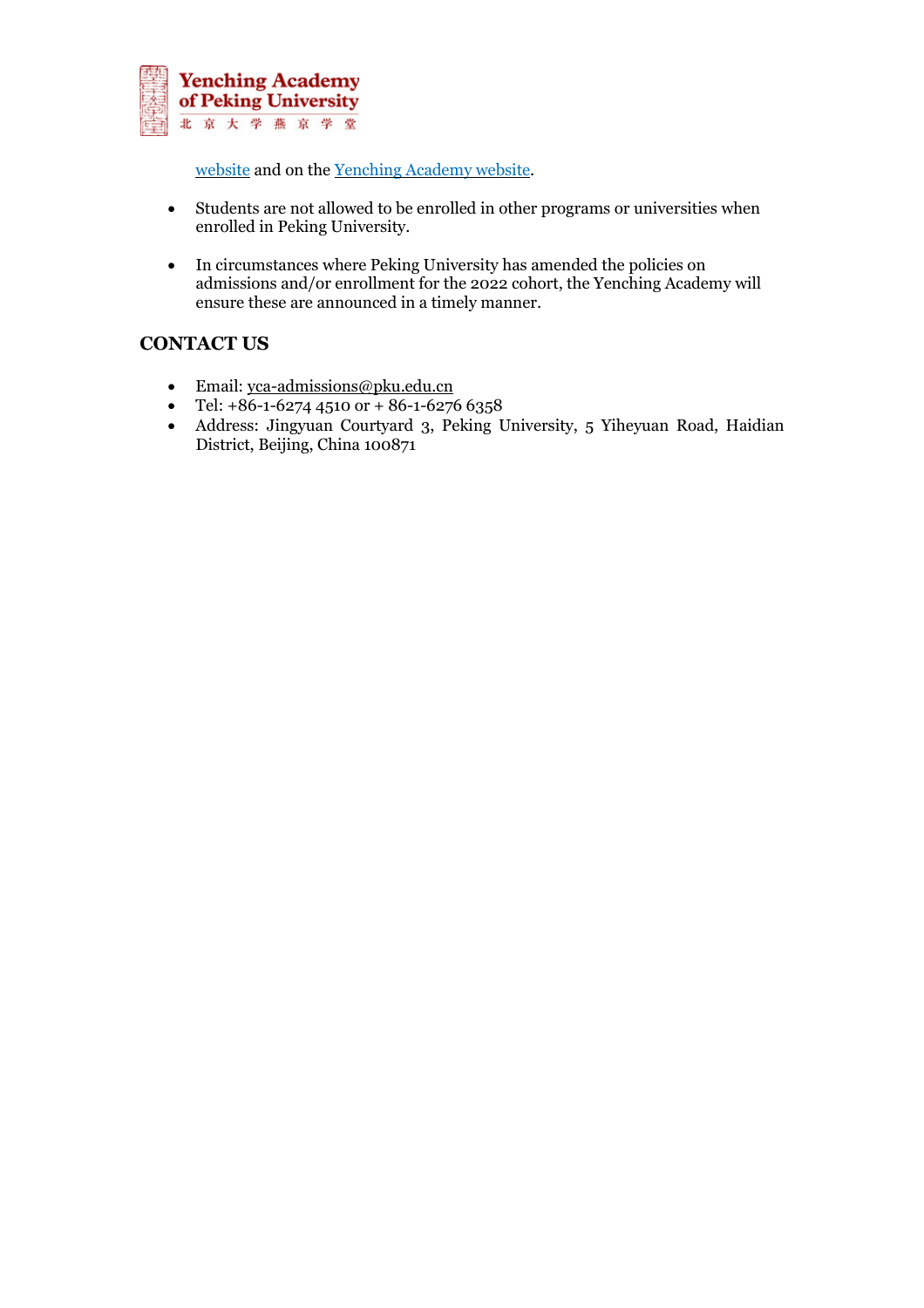website and on the Yenching Academy website.

- Students are not allowed to be enrolled in other programs or universities when enrolled in Peking University.

- In circumstances where Peking University has amended the policies on admissions and/or enrollment for the 2022 cohort, the Yenching Academy will ensure these are announced in a timely manner.

## CONTACT US

- Email: yca-admissions@pku.edu.cn
- Tel: +86-1-6274 4510 or + 86-1-6276 6358
- Address: Jingyuan Courtyard 3, Peking University, 5 Yiheyuan Road, Haidian District, Beijing, China 100871